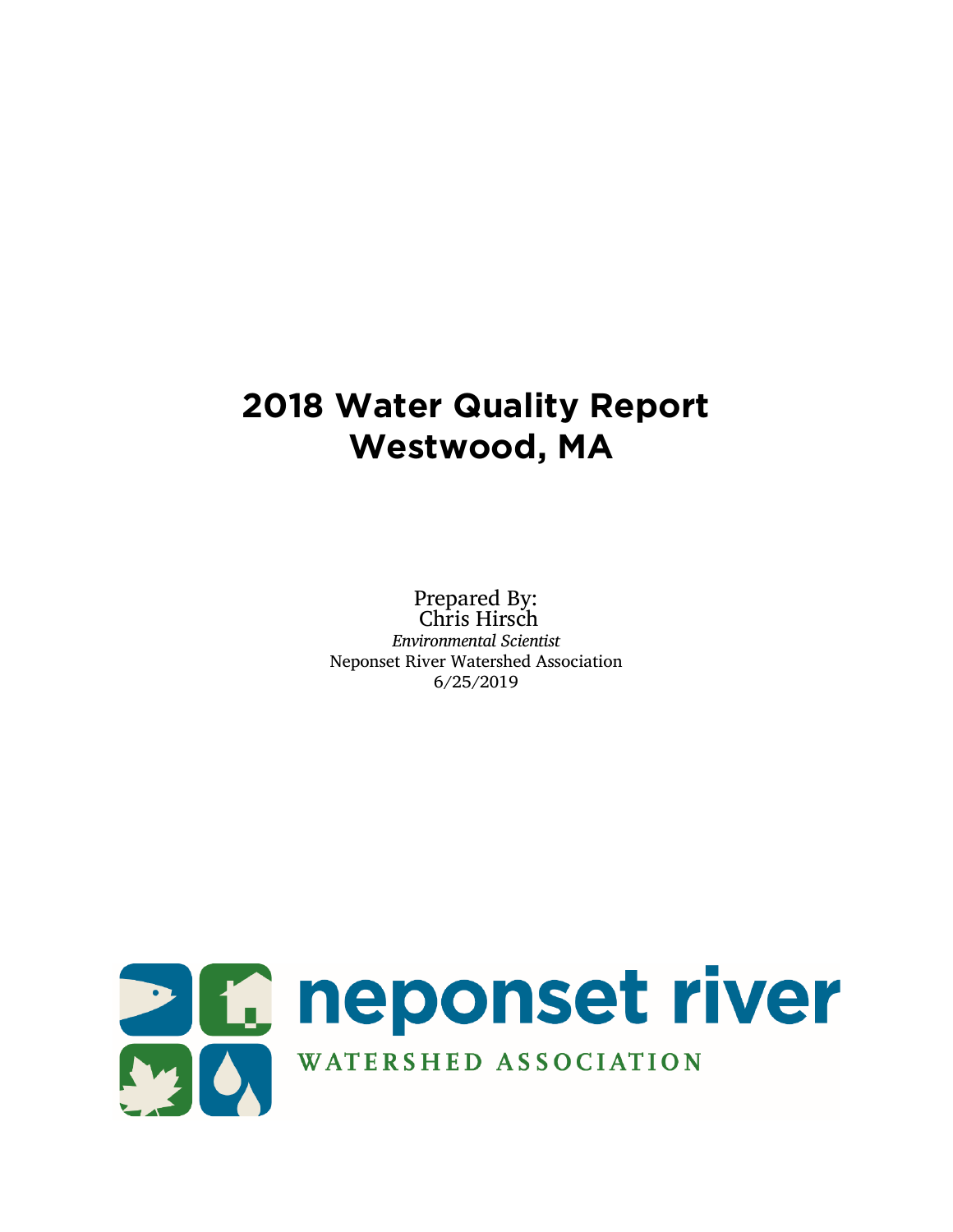# 2018 Water Quality Report
# Westwood, MA

Prepared By:
Chris Hirsch
*Environmental Scientist*
Neponset River Watershed Association
6/25/2019

neponset river
WATERSHED ASSOCIATION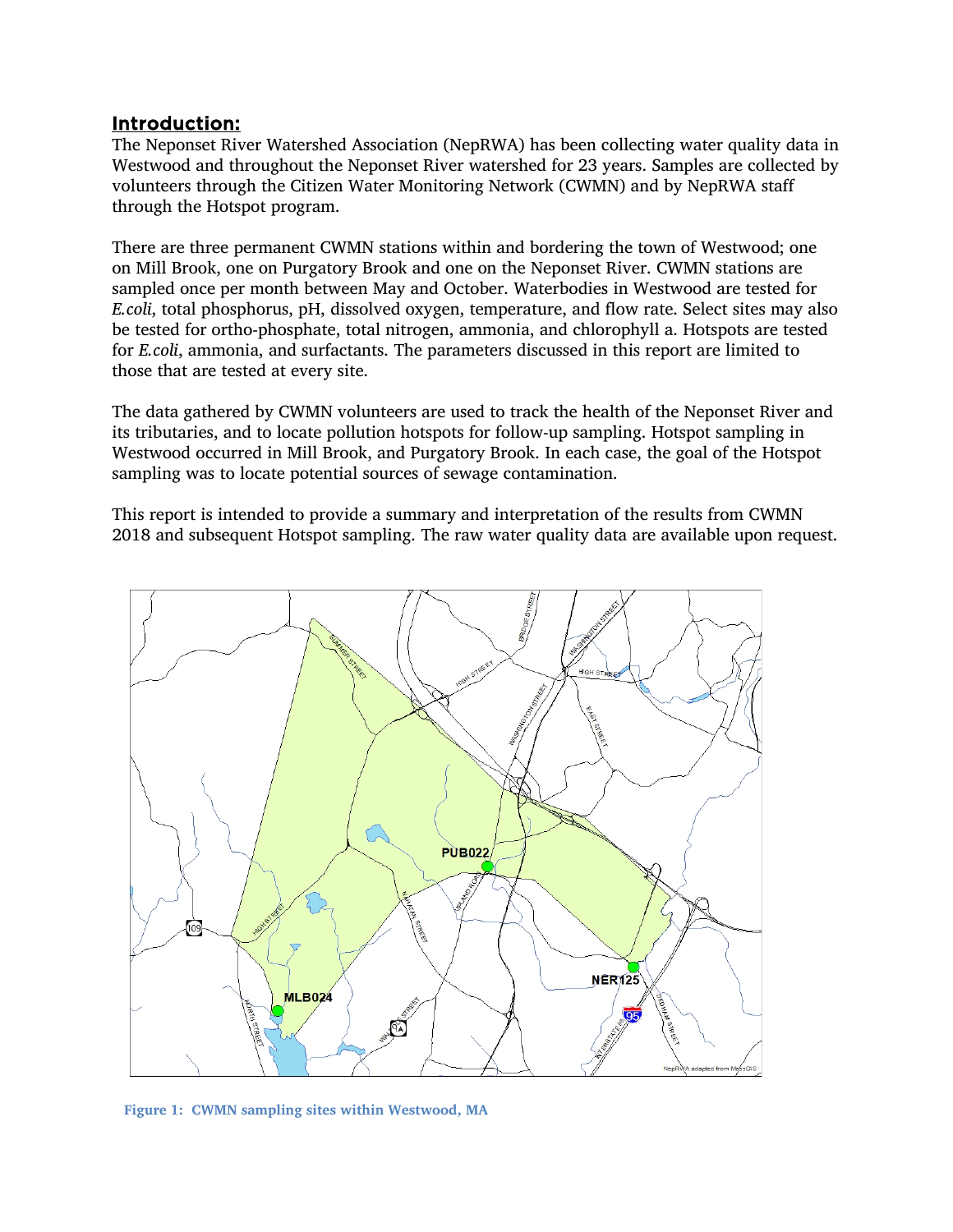## Introduction:

The Neponset River Watershed Association (NepRWA) has been collecting water quality data in Westwood and throughout the Neponset River watershed for 23 years. Samples are collected by volunteers through the Citizen Water Monitoring Network (CWMN) and by NepRWA staff through the Hotspot program.

There are three permanent CWMN stations within and bordering the town of Westwood; one on Mill Brook, one on Purgatory Brook and one on the Neponset River. CWMN stations are sampled once per month between May and October. Waterbodies in Westwood are tested for *E.coli*, total phosphorus, pH, dissolved oxygen, temperature, and flow rate. Select sites may also be tested for ortho-phosphate, total nitrogen, ammonia, and chlorophyll a. Hotspots are tested for *E.coli*, ammonia, and surfactants. The parameters discussed in this report are limited to those that are tested at every site.

The data gathered by CWMN volunteers are used to track the health of the Neponset River and its tributaries, and to locate pollution hotspots for follow-up sampling. Hotspot sampling in Westwood occurred in Mill Brook, and Purgatory Brook. In each case, the goal of the Hotspot sampling was to locate potential sources of sewage contamination.

This report is intended to provide a summary and interpretation of the results from CWMN 2018 and subsequent Hotspot sampling. The raw water quality data are available upon request.

**Figure 1: CWMN sampling sites within Westwood, MA**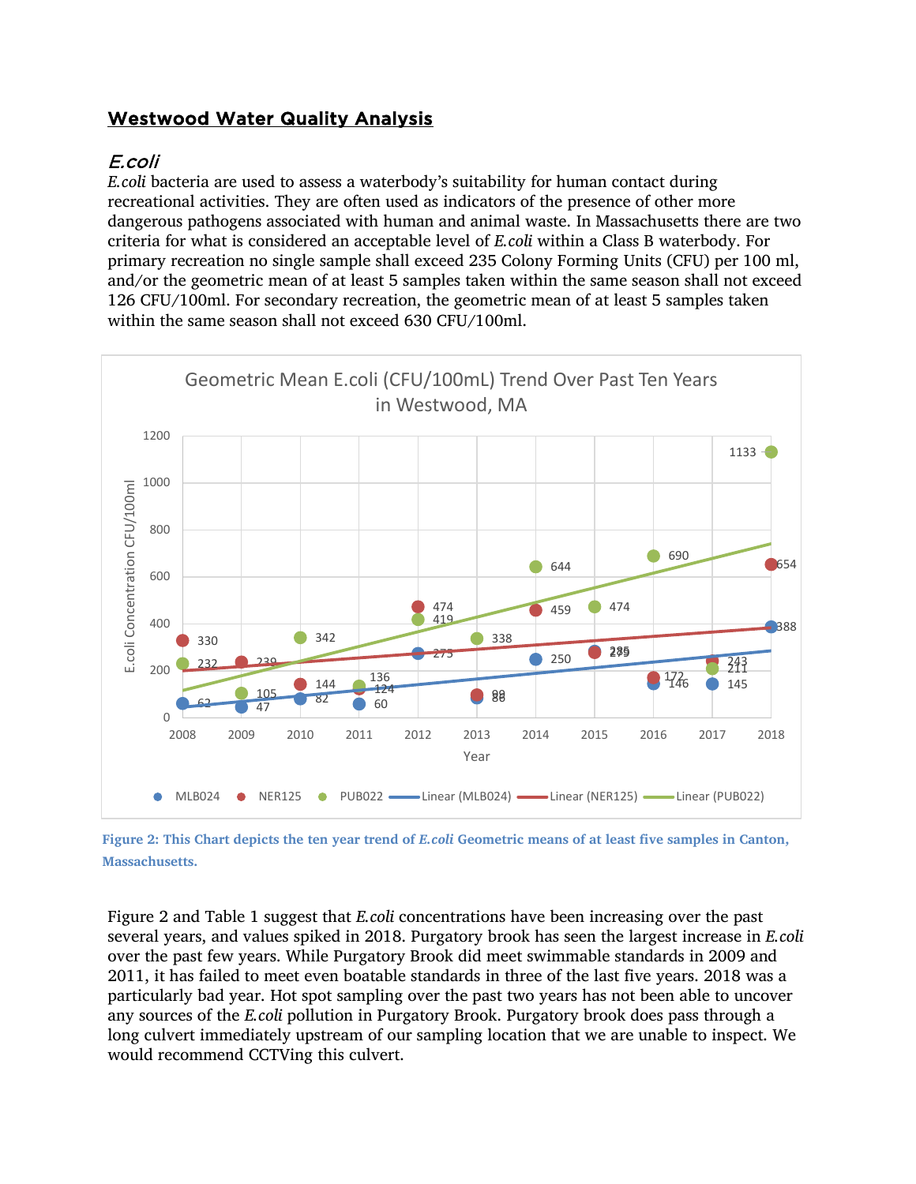# Westwood Water Quality Analysis

## *E.coli*

*E.coli* bacteria are used to assess a waterbody's suitability for human contact during recreational activities. They are often used as indicators of the presence of other more dangerous pathogens associated with human and animal waste. In Massachusetts there are two criteria for what is considered an acceptable level of *E.coli* within a Class B waterbody. For primary recreation no single sample shall exceed 235 Colony Forming Units (CFU) per 100 ml, and/or the geometric mean of at least 5 samples taken within the same season shall not exceed 126 CFU/100ml. For secondary recreation, the geometric mean of at least 5 samples taken within the same season shall not exceed 630 CFU/100ml.

**Figure 2: This Chart depicts the ten year trend of *E.coli* Geometric means of at least five samples in Canton, Massachusetts.**

Figure 2 and Table 1 suggest that *E.coli* concentrations have been increasing over the past several years, and values spiked in 2018. Purgatory brook has seen the largest increase in *E.coli* over the past few years. While Purgatory Brook did meet swimmable standards in 2009 and 2011, it has failed to meet even boatable standards in three of the last five years. 2018 was a particularly bad year. Hot spot sampling over the past two years has not been able to uncover any sources of the *E.coli* pollution in Purgatory Brook. Purgatory brook does pass through a long culvert immediately upstream of our sampling location that we are unable to inspect. We would recommend CCTVing this culvert.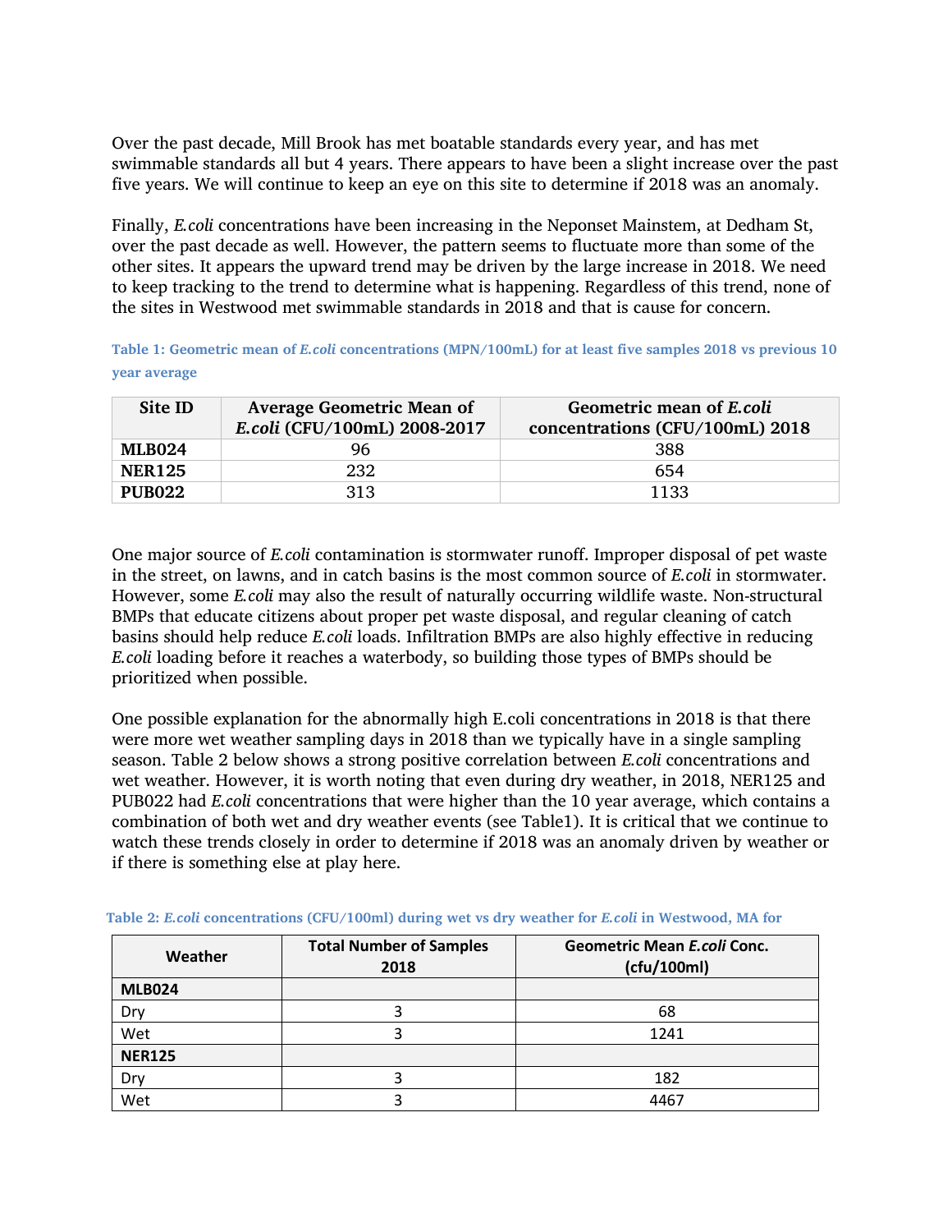Over the past decade, Mill Brook has met boatable standards every year, and has met swimmable standards all but 4 years. There appears to have been a slight increase over the past five years. We will continue to keep an eye on this site to determine if 2018 was an anomaly.

Finally, *E.coli* concentrations have been increasing in the Neponset Mainstem, at Dedham St, over the past decade as well. However, the pattern seems to fluctuate more than some of the other sites. It appears the upward trend may be driven by the large increase in 2018. We need to keep tracking to the trend to determine what is happening. Regardless of this trend, none of the sites in Westwood met swimmable standards in 2018 and that is cause for concern.

**Table 1: Geometric mean of *E.coli* concentrations (MPN/100mL) for at least five samples 2018 vs previous 10 year average**

| Site ID | Average Geometric Mean of *E.coli* (CFU/100mL) 2008-2017 | Geometric mean of *E.coli* concentrations (CFU/100mL) 2018 |
|---|---|---|
| **MLB024** | 96 | 388 |
| **NER125** | 232 | 654 |
| **PUB022** | 313 | 1133 |

One major source of *E.coli* contamination is stormwater runoff. Improper disposal of pet waste in the street, on lawns, and in catch basins is the most common source of *E.coli* in stormwater. However, some *E.coli* may also the result of naturally occurring wildlife waste. Non-structural BMPs that educate citizens about proper pet waste disposal, and regular cleaning of catch basins should help reduce *E.coli* loads. Infiltration BMPs are also highly effective in reducing *E.coli* loading before it reaches a waterbody, so building those types of BMPs should be prioritized when possible.

One possible explanation for the abnormally high E.coli concentrations in 2018 is that there were more wet weather sampling days in 2018 than we typically have in a single sampling season. Table 2 below shows a strong positive correlation between *E.coli* concentrations and wet weather. However, it is worth noting that even during dry weather, in 2018, NER125 and PUB022 had *E.coli* concentrations that were higher than the 10 year average, which contains a combination of both wet and dry weather events (see Table1). It is critical that we continue to watch these trends closely in order to determine if 2018 was an anomaly driven by weather or if there is something else at play here.

**Table 2: *E.coli* concentrations (CFU/100ml) during wet vs dry weather for *E.coli* in Westwood, MA for**

| Weather | Total Number of Samples 2018 | Geometric Mean *E.coli* Conc. (cfu/100ml) |
|---|---|---|
| **MLB024** | | |
| Dry | 3 | 68 |
| Wet | 3 | 1241 |
| **NER125** | | |
| Dry | 3 | 182 |
| Wet | 3 | 4467 |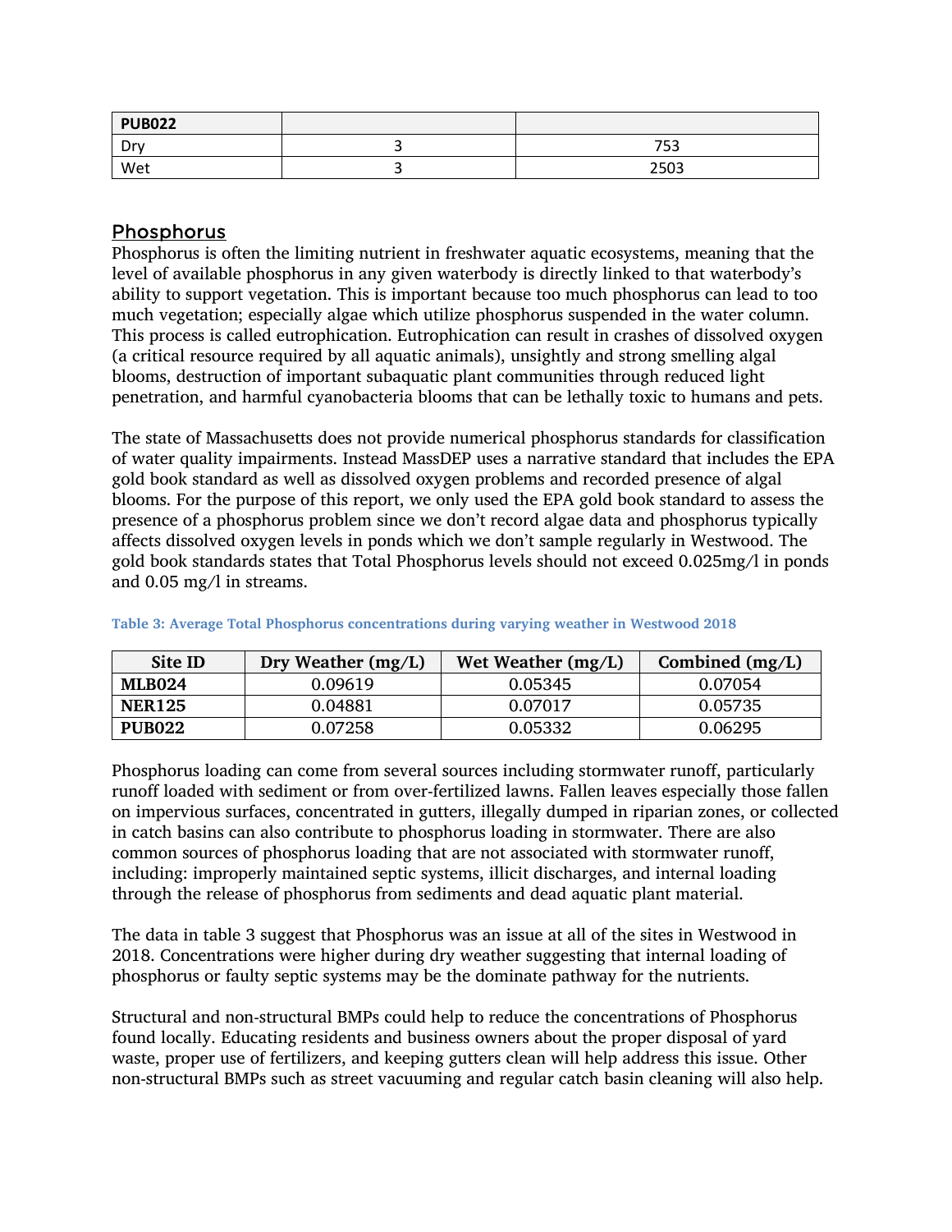| PUB022 | | |
|---|---|---|
| Dry | 3 | 753 |
| Wet | 3 | 2503 |

## Phosphorus

Phosphorus is often the limiting nutrient in freshwater aquatic ecosystems, meaning that the level of available phosphorus in any given waterbody is directly linked to that waterbody's ability to support vegetation. This is important because too much phosphorus can lead to too much vegetation; especially algae which utilize phosphorus suspended in the water column. This process is called eutrophication. Eutrophication can result in crashes of dissolved oxygen (a critical resource required by all aquatic animals), unsightly and strong smelling algal blooms, destruction of important subaquatic plant communities through reduced light penetration, and harmful cyanobacteria blooms that can be lethally toxic to humans and pets.

The state of Massachusetts does not provide numerical phosphorus standards for classification of water quality impairments. Instead MassDEP uses a narrative standard that includes the EPA gold book standard as well as dissolved oxygen problems and recorded presence of algal blooms. For the purpose of this report, we only used the EPA gold book standard to assess the presence of a phosphorus problem since we don't record algae data and phosphorus typically affects dissolved oxygen levels in ponds which we don't sample regularly in Westwood. The gold book standards states that Total Phosphorus levels should not exceed 0.025mg/l in ponds and 0.05 mg/l in streams.

**Table 3: Average Total Phosphorus concentrations during varying weather in Westwood 2018**

| Site ID | Dry Weather (mg/L) | Wet Weather (mg/L) | Combined (mg/L) |
|---|---|---|---|
| **MLB024** | 0.09619 | 0.05345 | 0.07054 |
| **NER125** | 0.04881 | 0.07017 | 0.05735 |
| **PUB022** | 0.07258 | 0.05332 | 0.06295 |

Phosphorus loading can come from several sources including stormwater runoff, particularly runoff loaded with sediment or from over-fertilized lawns. Fallen leaves especially those fallen on impervious surfaces, concentrated in gutters, illegally dumped in riparian zones, or collected in catch basins can also contribute to phosphorus loading in stormwater. There are also common sources of phosphorus loading that are not associated with stormwater runoff, including: improperly maintained septic systems, illicit discharges, and internal loading through the release of phosphorus from sediments and dead aquatic plant material.

The data in table 3 suggest that Phosphorus was an issue at all of the sites in Westwood in 2018. Concentrations were higher during dry weather suggesting that internal loading of phosphorus or faulty septic systems may be the dominate pathway for the nutrients.

Structural and non-structural BMPs could help to reduce the concentrations of Phosphorus found locally. Educating residents and business owners about the proper disposal of yard waste, proper use of fertilizers, and keeping gutters clean will help address this issue. Other non-structural BMPs such as street vacuuming and regular catch basin cleaning will also help.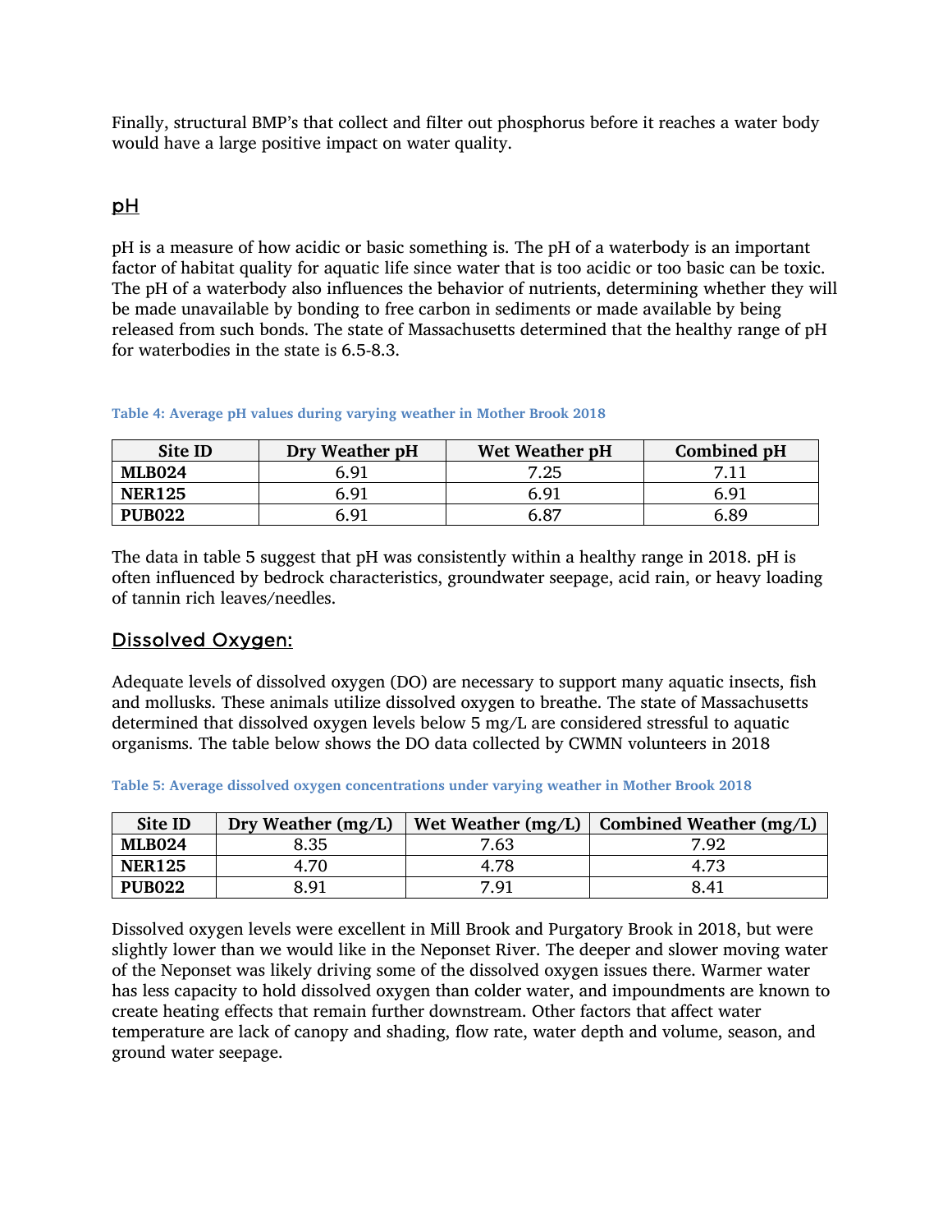Finally, structural BMP's that collect and filter out phosphorus before it reaches a water body would have a large positive impact on water quality.

## pH

pH is a measure of how acidic or basic something is. The pH of a waterbody is an important factor of habitat quality for aquatic life since water that is too acidic or too basic can be toxic. The pH of a waterbody also influences the behavior of nutrients, determining whether they will be made unavailable by bonding to free carbon in sediments or made available by being released from such bonds. The state of Massachusetts determined that the healthy range of pH for waterbodies in the state is 6.5-8.3.

**Table 4: Average pH values during varying weather in Mother Brook 2018**

| Site ID | Dry Weather pH | Wet Weather pH | Combined pH |
|---|---|---|---|
| **MLB024** | 6.91 | 7.25 | 7.11 |
| **NER125** | 6.91 | 6.91 | 6.91 |
| **PUB022** | 6.91 | 6.87 | 6.89 |

The data in table 5 suggest that pH was consistently within a healthy range in 2018. pH is often influenced by bedrock characteristics, groundwater seepage, acid rain, or heavy loading of tannin rich leaves/needles.

## Dissolved Oxygen:

Adequate levels of dissolved oxygen (DO) are necessary to support many aquatic insects, fish and mollusks. These animals utilize dissolved oxygen to breathe. The state of Massachusetts determined that dissolved oxygen levels below 5 mg/L are considered stressful to aquatic organisms. The table below shows the DO data collected by CWMN volunteers in 2018

**Table 5: Average dissolved oxygen concentrations under varying weather in Mother Brook 2018**

| Site ID | Dry Weather (mg/L) | Wet Weather (mg/L) | Combined Weather (mg/L) |
|---|---|---|---|
| **MLB024** | 8.35 | 7.63 | 7.92 |
| **NER125** | 4.70 | 4.78 | 4.73 |
| **PUB022** | 8.91 | 7.91 | 8.41 |

Dissolved oxygen levels were excellent in Mill Brook and Purgatory Brook in 2018, but were slightly lower than we would like in the Neponset River. The deeper and slower moving water of the Neponset was likely driving some of the dissolved oxygen issues there. Warmer water has less capacity to hold dissolved oxygen than colder water, and impoundments are known to create heating effects that remain further downstream. Other factors that affect water temperature are lack of canopy and shading, flow rate, water depth and volume, season, and ground water seepage.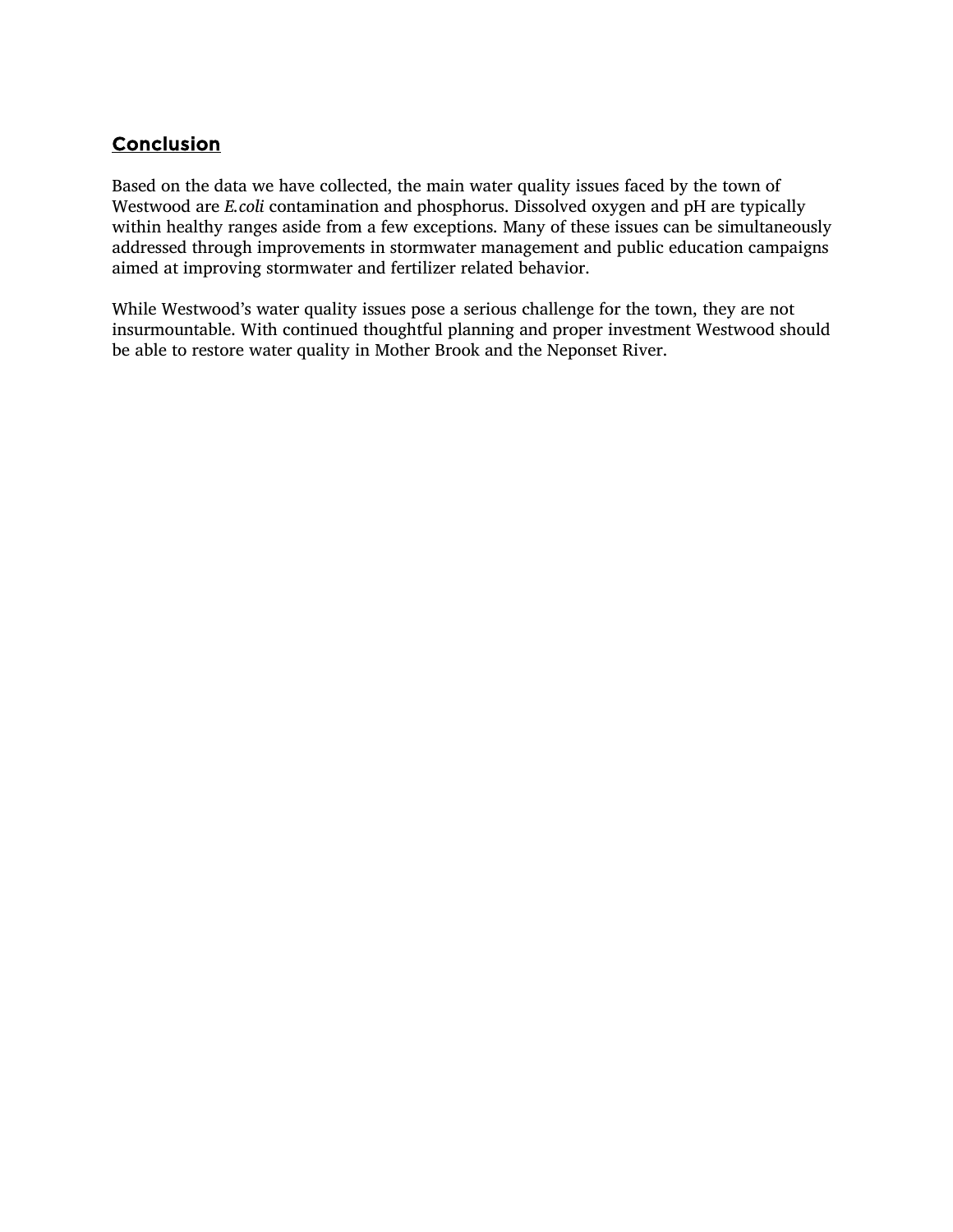## Conclusion

Based on the data we have collected, the main water quality issues faced by the town of Westwood are *E.coli* contamination and phosphorus. Dissolved oxygen and pH are typically within healthy ranges aside from a few exceptions. Many of these issues can be simultaneously addressed through improvements in stormwater management and public education campaigns aimed at improving stormwater and fertilizer related behavior.

While Westwood's water quality issues pose a serious challenge for the town, they are not insurmountable. With continued thoughtful planning and proper investment Westwood should be able to restore water quality in Mother Brook and the Neponset River.